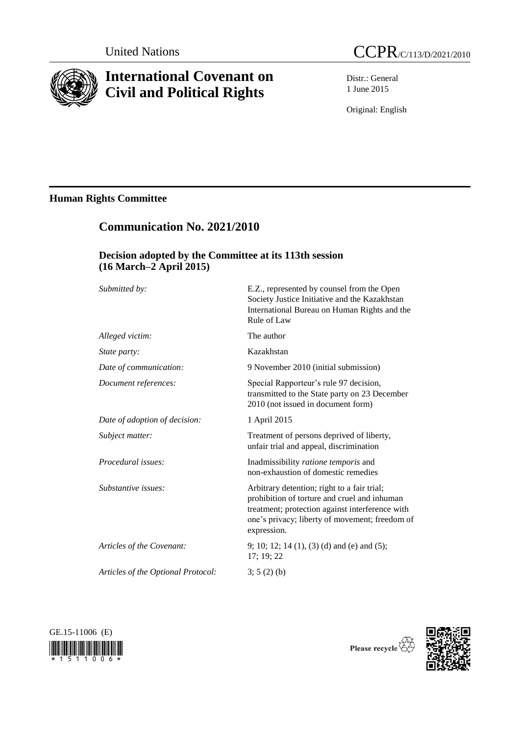United Nations CCPR/C/113/D/2021/2010

# International Covenant on Civil and Political Rights

Distr.: General
1 June 2015

Original: English

## Human Rights Committee

## Communication No. 2021/2010

### Decision adopted by the Committee at its 113th session (16 March–2 April 2015)

| | |
|---|---|
| *Submitted by:* | E.Z., represented by counsel from the Open Society Justice Initiative and the Kazakhstan International Bureau on Human Rights and the Rule of Law |
| *Alleged victim:* | The author |
| *State party:* | Kazakhstan |
| *Date of communication:* | 9 November 2010 (initial submission) |
| *Document references:* | Special Rapporteur's rule 97 decision, transmitted to the State party on 23 December 2010 (not issued in document form) |
| *Date of adoption of decision:* | 1 April 2015 |
| *Subject matter:* | Treatment of persons deprived of liberty, unfair trial and appeal, discrimination |
| *Procedural issues:* | Inadmissibility *ratione temporis* and non-exhaustion of domestic remedies |
| *Substantive issues:* | Arbitrary detention; right to a fair trial; prohibition of torture and cruel and inhuman treatment; protection against interference with one's privacy; liberty of movement; freedom of expression. |
| *Articles of the Covenant:* | 9; 10; 12; 14 (1), (3) (d) and (e) and (5); 17; 19; 22 |
| *Articles of the Optional Protocol:* | 3; 5 (2) (b) |

GE.15-11006 (E)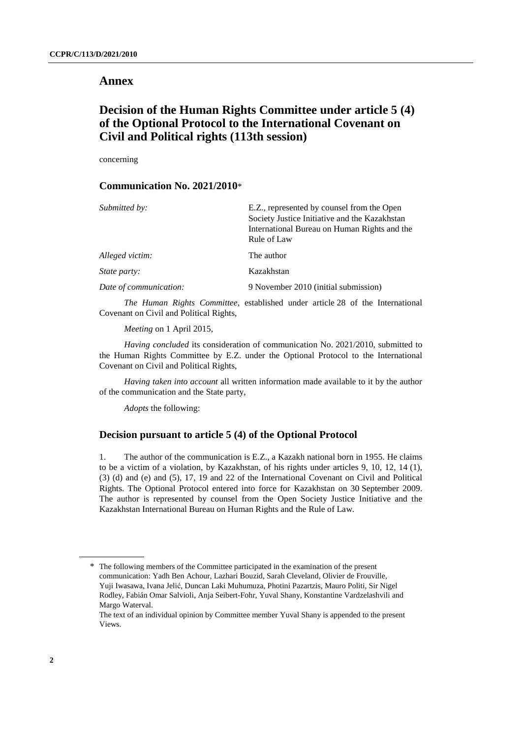# Annex

## Decision of the Human Rights Committee under article 5 (4) of the Optional Protocol to the International Covenant on Civil and Political rights (113th session)

concerning

### Communication No. 2021/2010*

| | |
|---|---|
| *Submitted by:* | E.Z., represented by counsel from the Open Society Justice Initiative and the Kazakhstan International Bureau on Human Rights and the Rule of Law |
| *Alleged victim:* | The author |
| *State party:* | Kazakhstan |
| *Date of communication:* | 9 November 2010 (initial submission) |

*The Human Rights Committee*, established under article 28 of the International Covenant on Civil and Political Rights,

*Meeting* on 1 April 2015,

*Having concluded* its consideration of communication No. 2021/2010, submitted to the Human Rights Committee by E.Z. under the Optional Protocol to the International Covenant on Civil and Political Rights,

*Having taken into account* all written information made available to it by the author of the communication and the State party,

*Adopts* the following:

### Decision pursuant to article 5 (4) of the Optional Protocol

1. The author of the communication is E.Z., a Kazakh national born in 1955. He claims to be a victim of a violation, by Kazakhstan, of his rights under articles 9, 10, 12, 14 (1), (3) (d) and (e) and (5), 17, 19 and 22 of the International Covenant on Civil and Political Rights. The Optional Protocol entered into force for Kazakhstan on 30 September 2009. The author is represented by counsel from the Open Society Justice Initiative and the Kazakhstan International Bureau on Human Rights and the Rule of Law.

---

\* The following members of the Committee participated in the examination of the present communication: Yadh Ben Achour, Lazhari Bouzid, Sarah Cleveland, Olivier de Frouville, Yuji Iwasawa, Ivana Jelić, Duncan Laki Muhumuza, Photini Pazartzis, Mauro Politi, Sir Nigel Rodley, Fabián Omar Salvioli, Anja Seibert-Fohr, Yuval Shany, Konstantine Vardzelashvili and Margo Waterval.

The text of an individual opinion by Committee member Yuval Shany is appended to the present Views.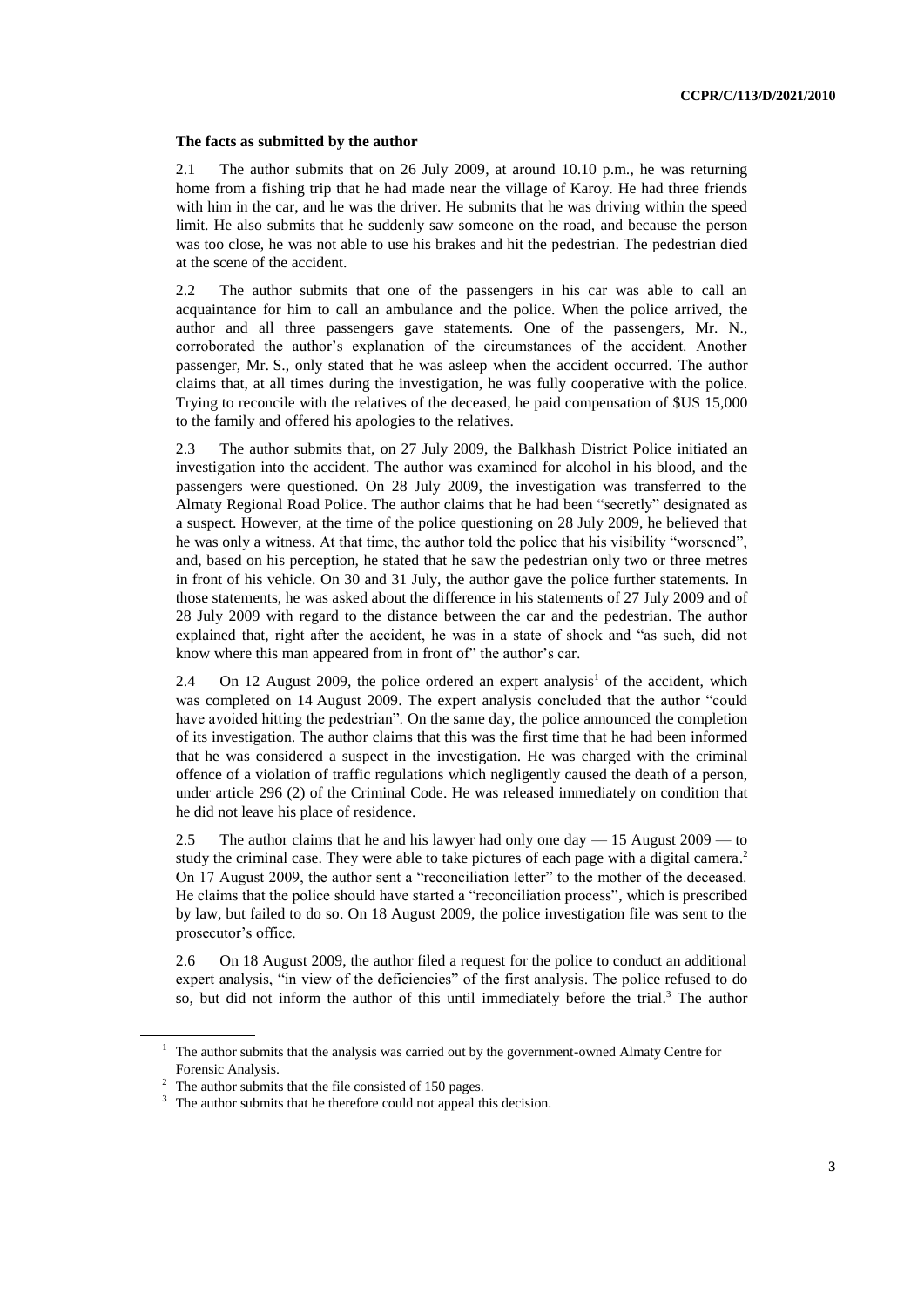**The facts as submitted by the author**

2.1 The author submits that on 26 July 2009, at around 10.10 p.m., he was returning home from a fishing trip that he had made near the village of Karoy. He had three friends with him in the car, and he was the driver. He submits that he was driving within the speed limit. He also submits that he suddenly saw someone on the road, and because the person was too close, he was not able to use his brakes and hit the pedestrian. The pedestrian died at the scene of the accident.

2.2 The author submits that one of the passengers in his car was able to call an acquaintance for him to call an ambulance and the police. When the police arrived, the author and all three passengers gave statements. One of the passengers, Mr. N., corroborated the author's explanation of the circumstances of the accident. Another passenger, Mr. S., only stated that he was asleep when the accident occurred. The author claims that, at all times during the investigation, he was fully cooperative with the police. Trying to reconcile with the relatives of the deceased, he paid compensation of $US 15,000 to the family and offered his apologies to the relatives.

2.3 The author submits that, on 27 July 2009, the Balkhash District Police initiated an investigation into the accident. The author was examined for alcohol in his blood, and the passengers were questioned. On 28 July 2009, the investigation was transferred to the Almaty Regional Road Police. The author claims that he had been "secretly" designated as a suspect. However, at the time of the police questioning on 28 July 2009, he believed that he was only a witness. At that time, the author told the police that his visibility "worsened", and, based on his perception, he stated that he saw the pedestrian only two or three metres in front of his vehicle. On 30 and 31 July, the author gave the police further statements. In those statements, he was asked about the difference in his statements of 27 July 2009 and of 28 July 2009 with regard to the distance between the car and the pedestrian. The author explained that, right after the accident, he was in a state of shock and "as such, did not know where this man appeared from in front of" the author's car.

2.4 On 12 August 2009, the police ordered an expert analysis[1] of the accident, which was completed on 14 August 2009. The expert analysis concluded that the author "could have avoided hitting the pedestrian". On the same day, the police announced the completion of its investigation. The author claims that this was the first time that he had been informed that he was considered a suspect in the investigation. He was charged with the criminal offence of a violation of traffic regulations which negligently caused the death of a person, under article 296 (2) of the Criminal Code. He was released immediately on condition that he did not leave his place of residence.

2.5 The author claims that he and his lawyer had only one day — 15 August 2009 — to study the criminal case. They were able to take pictures of each page with a digital camera.[2] On 17 August 2009, the author sent a "reconciliation letter" to the mother of the deceased. He claims that the police should have started a "reconciliation process", which is prescribed by law, but failed to do so. On 18 August 2009, the police investigation file was sent to the prosecutor's office.

2.6 On 18 August 2009, the author filed a request for the police to conduct an additional expert analysis, "in view of the deficiencies" of the first analysis. The police refused to do so, but did not inform the author of this until immediately before the trial.[3] The author

---

[1] The author submits that the analysis was carried out by the government-owned Almaty Centre for Forensic Analysis.

[2] The author submits that the file consisted of 150 pages.

[3] The author submits that he therefore could not appeal this decision.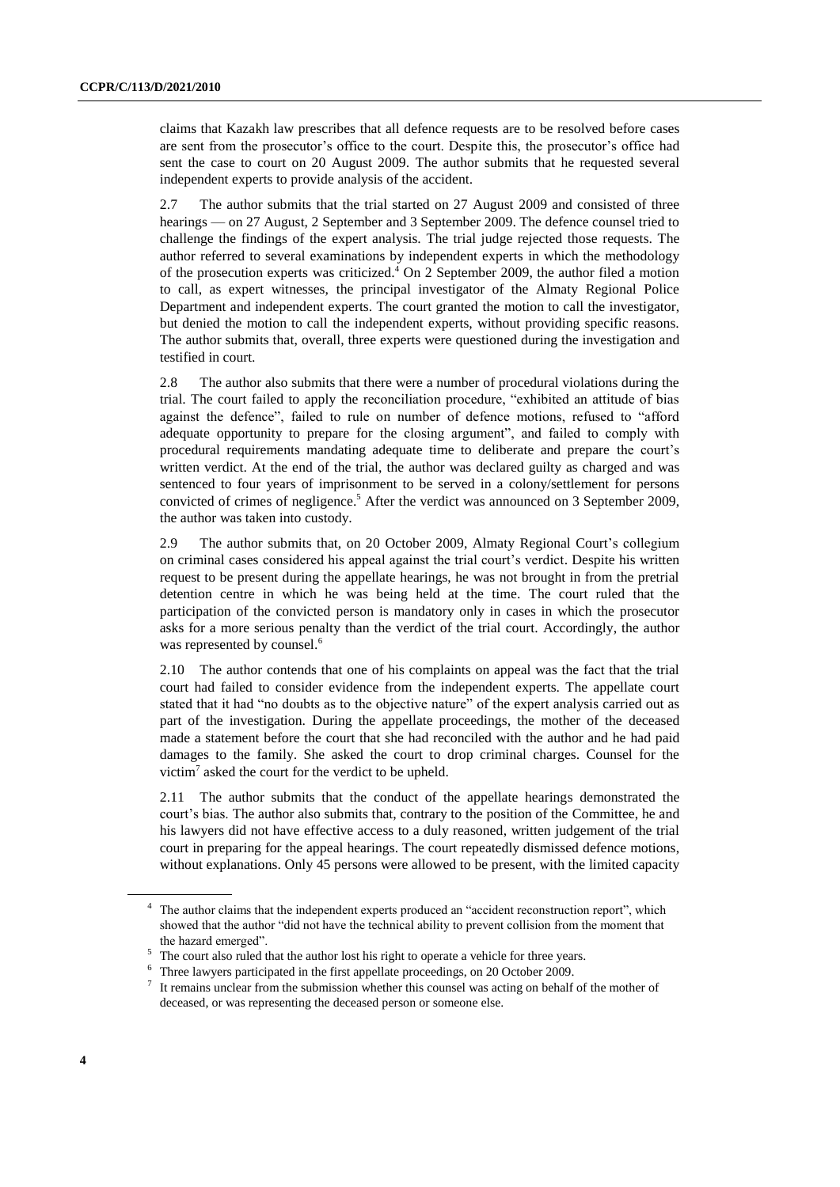claims that Kazakh law prescribes that all defence requests are to be resolved before cases are sent from the prosecutor's office to the court. Despite this, the prosecutor's office had sent the case to court on 20 August 2009. The author submits that he requested several independent experts to provide analysis of the accident.

2.7 The author submits that the trial started on 27 August 2009 and consisted of three hearings — on 27 August, 2 September and 3 September 2009. The defence counsel tried to challenge the findings of the expert analysis. The trial judge rejected those requests. The author referred to several examinations by independent experts in which the methodology of the prosecution experts was criticized.[4] On 2 September 2009, the author filed a motion to call, as expert witnesses, the principal investigator of the Almaty Regional Police Department and independent experts. The court granted the motion to call the investigator, but denied the motion to call the independent experts, without providing specific reasons. The author submits that, overall, three experts were questioned during the investigation and testified in court.

2.8 The author also submits that there were a number of procedural violations during the trial. The court failed to apply the reconciliation procedure, "exhibited an attitude of bias against the defence", failed to rule on number of defence motions, refused to "afford adequate opportunity to prepare for the closing argument", and failed to comply with procedural requirements mandating adequate time to deliberate and prepare the court's written verdict. At the end of the trial, the author was declared guilty as charged and was sentenced to four years of imprisonment to be served in a colony/settlement for persons convicted of crimes of negligence.[5] After the verdict was announced on 3 September 2009, the author was taken into custody.

2.9 The author submits that, on 20 October 2009, Almaty Regional Court's collegium on criminal cases considered his appeal against the trial court's verdict. Despite his written request to be present during the appellate hearings, he was not brought in from the pretrial detention centre in which he was being held at the time. The court ruled that the participation of the convicted person is mandatory only in cases in which the prosecutor asks for a more serious penalty than the verdict of the trial court. Accordingly, the author was represented by counsel.[6]

2.10 The author contends that one of his complaints on appeal was the fact that the trial court had failed to consider evidence from the independent experts. The appellate court stated that it had "no doubts as to the objective nature" of the expert analysis carried out as part of the investigation. During the appellate proceedings, the mother of the deceased made a statement before the court that she had reconciled with the author and he had paid damages to the family. She asked the court to drop criminal charges. Counsel for the victim[7] asked the court for the verdict to be upheld.

2.11 The author submits that the conduct of the appellate hearings demonstrated the court's bias. The author also submits that, contrary to the position of the Committee, he and his lawyers did not have effective access to a duly reasoned, written judgement of the trial court in preparing for the appeal hearings. The court repeatedly dismissed defence motions, without explanations. Only 45 persons were allowed to be present, with the limited capacity

---

[4] The author claims that the independent experts produced an "accident reconstruction report", which showed that the author "did not have the technical ability to prevent collision from the moment that the hazard emerged".

[5] The court also ruled that the author lost his right to operate a vehicle for three years.

[6] Three lawyers participated in the first appellate proceedings, on 20 October 2009.

[7] It remains unclear from the submission whether this counsel was acting on behalf of the mother of deceased, or was representing the deceased person or someone else.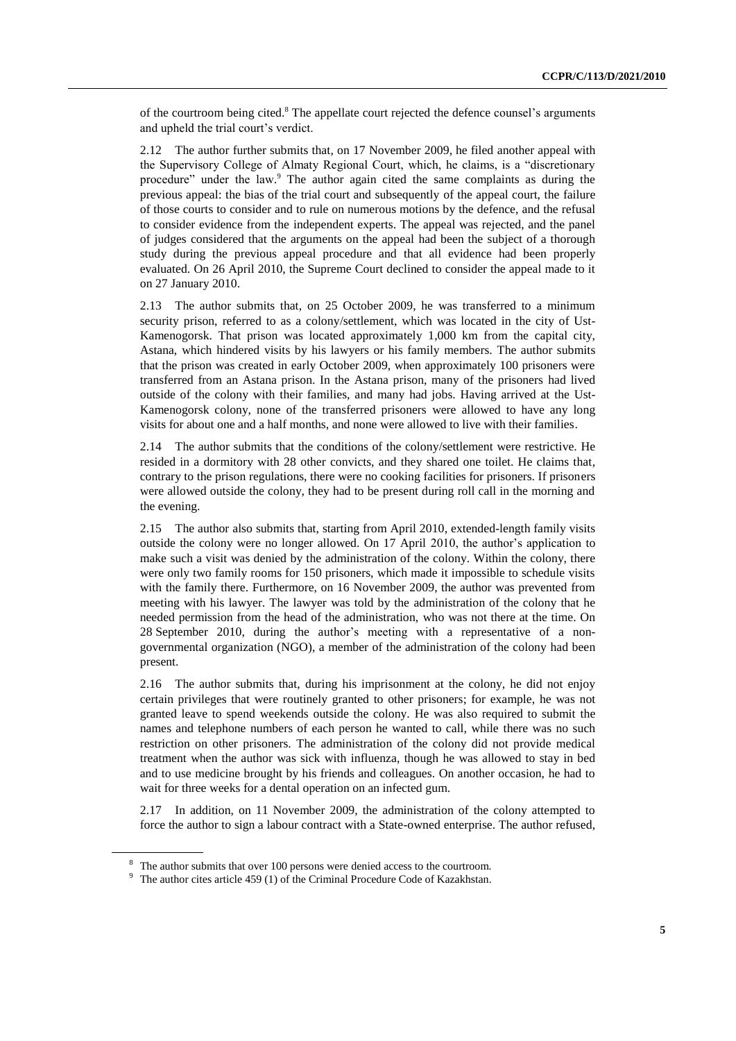of the courtroom being cited.[8] The appellate court rejected the defence counsel's arguments and upheld the trial court's verdict.

2.12 The author further submits that, on 17 November 2009, he filed another appeal with the Supervisory College of Almaty Regional Court, which, he claims, is a "discretionary procedure" under the law.[9] The author again cited the same complaints as during the previous appeal: the bias of the trial court and subsequently of the appeal court, the failure of those courts to consider and to rule on numerous motions by the defence, and the refusal to consider evidence from the independent experts. The appeal was rejected, and the panel of judges considered that the arguments on the appeal had been the subject of a thorough study during the previous appeal procedure and that all evidence had been properly evaluated. On 26 April 2010, the Supreme Court declined to consider the appeal made to it on 27 January 2010.

2.13 The author submits that, on 25 October 2009, he was transferred to a minimum security prison, referred to as a colony/settlement, which was located in the city of Ust-Kamenogorsk. That prison was located approximately 1,000 km from the capital city, Astana, which hindered visits by his lawyers or his family members. The author submits that the prison was created in early October 2009, when approximately 100 prisoners were transferred from an Astana prison. In the Astana prison, many of the prisoners had lived outside of the colony with their families, and many had jobs. Having arrived at the Ust-Kamenogorsk colony, none of the transferred prisoners were allowed to have any long visits for about one and a half months, and none were allowed to live with their families.

2.14 The author submits that the conditions of the colony/settlement were restrictive. He resided in a dormitory with 28 other convicts, and they shared one toilet. He claims that, contrary to the prison regulations, there were no cooking facilities for prisoners. If prisoners were allowed outside the colony, they had to be present during roll call in the morning and the evening.

2.15 The author also submits that, starting from April 2010, extended-length family visits outside the colony were no longer allowed. On 17 April 2010, the author's application to make such a visit was denied by the administration of the colony. Within the colony, there were only two family rooms for 150 prisoners, which made it impossible to schedule visits with the family there. Furthermore, on 16 November 2009, the author was prevented from meeting with his lawyer. The lawyer was told by the administration of the colony that he needed permission from the head of the administration, who was not there at the time. On 28 September 2010, during the author's meeting with a representative of a non-governmental organization (NGO), a member of the administration of the colony had been present.

2.16 The author submits that, during his imprisonment at the colony, he did not enjoy certain privileges that were routinely granted to other prisoners; for example, he was not granted leave to spend weekends outside the colony. He was also required to submit the names and telephone numbers of each person he wanted to call, while there was no such restriction on other prisoners. The administration of the colony did not provide medical treatment when the author was sick with influenza, though he was allowed to stay in bed and to use medicine brought by his friends and colleagues. On another occasion, he had to wait for three weeks for a dental operation on an infected gum.

2.17 In addition, on 11 November 2009, the administration of the colony attempted to force the author to sign a labour contract with a State-owned enterprise. The author refused,

[8] The author submits that over 100 persons were denied access to the courtroom.

[9] The author cites article 459 (1) of the Criminal Procedure Code of Kazakhstan.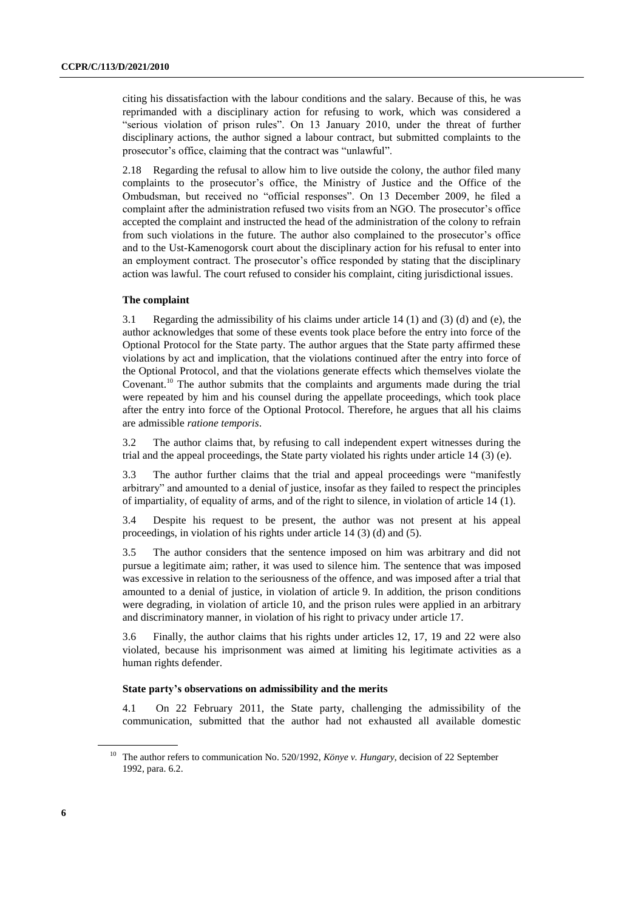citing his dissatisfaction with the labour conditions and the salary. Because of this, he was reprimanded with a disciplinary action for refusing to work, which was considered a "serious violation of prison rules". On 13 January 2010, under the threat of further disciplinary actions, the author signed a labour contract, but submitted complaints to the prosecutor's office, claiming that the contract was "unlawful".

2.18 Regarding the refusal to allow him to live outside the colony, the author filed many complaints to the prosecutor's office, the Ministry of Justice and the Office of the Ombudsman, but received no "official responses". On 13 December 2009, he filed a complaint after the administration refused two visits from an NGO. The prosecutor's office accepted the complaint and instructed the head of the administration of the colony to refrain from such violations in the future. The author also complained to the prosecutor's office and to the Ust-Kamenogorsk court about the disciplinary action for his refusal to enter into an employment contract. The prosecutor's office responded by stating that the disciplinary action was lawful. The court refused to consider his complaint, citing jurisdictional issues.

### The complaint

3.1 Regarding the admissibility of his claims under article 14 (1) and (3) (d) and (e), the author acknowledges that some of these events took place before the entry into force of the Optional Protocol for the State party. The author argues that the State party affirmed these violations by act and implication, that the violations continued after the entry into force of the Optional Protocol, and that the violations generate effects which themselves violate the Covenant.[10] The author submits that the complaints and arguments made during the trial were repeated by him and his counsel during the appellate proceedings, which took place after the entry into force of the Optional Protocol. Therefore, he argues that all his claims are admissible *ratione temporis*.

3.2 The author claims that, by refusing to call independent expert witnesses during the trial and the appeal proceedings, the State party violated his rights under article 14 (3) (e).

3.3 The author further claims that the trial and appeal proceedings were "manifestly arbitrary" and amounted to a denial of justice, insofar as they failed to respect the principles of impartiality, of equality of arms, and of the right to silence, in violation of article 14 (1).

3.4 Despite his request to be present, the author was not present at his appeal proceedings, in violation of his rights under article 14 (3) (d) and (5).

3.5 The author considers that the sentence imposed on him was arbitrary and did not pursue a legitimate aim; rather, it was used to silence him. The sentence that was imposed was excessive in relation to the seriousness of the offence, and was imposed after a trial that amounted to a denial of justice, in violation of article 9. In addition, the prison conditions were degrading, in violation of article 10, and the prison rules were applied in an arbitrary and discriminatory manner, in violation of his right to privacy under article 17.

3.6 Finally, the author claims that his rights under articles 12, 17, 19 and 22 were also violated, because his imprisonment was aimed at limiting his legitimate activities as a human rights defender.

### State party's observations on admissibility and the merits

4.1 On 22 February 2011, the State party, challenging the admissibility of the communication, submitted that the author had not exhausted all available domestic

[10] The author refers to communication No. 520/1992, *Könye v. Hungary*, decision of 22 September 1992, para. 6.2.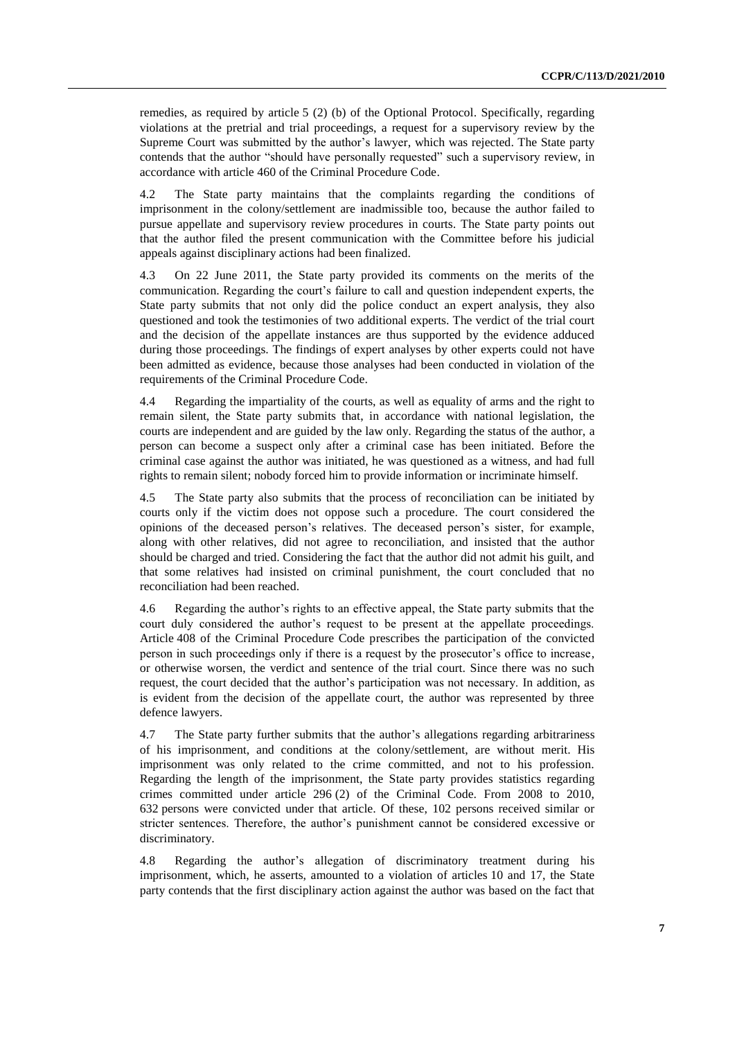remedies, as required by article 5 (2) (b) of the Optional Protocol. Specifically, regarding violations at the pretrial and trial proceedings, a request for a supervisory review by the Supreme Court was submitted by the author's lawyer, which was rejected. The State party contends that the author "should have personally requested" such a supervisory review, in accordance with article 460 of the Criminal Procedure Code.

4.2 The State party maintains that the complaints regarding the conditions of imprisonment in the colony/settlement are inadmissible too, because the author failed to pursue appellate and supervisory review procedures in courts. The State party points out that the author filed the present communication with the Committee before his judicial appeals against disciplinary actions had been finalized.

4.3 On 22 June 2011, the State party provided its comments on the merits of the communication. Regarding the court's failure to call and question independent experts, the State party submits that not only did the police conduct an expert analysis, they also questioned and took the testimonies of two additional experts. The verdict of the trial court and the decision of the appellate instances are thus supported by the evidence adduced during those proceedings. The findings of expert analyses by other experts could not have been admitted as evidence, because those analyses had been conducted in violation of the requirements of the Criminal Procedure Code.

4.4 Regarding the impartiality of the courts, as well as equality of arms and the right to remain silent, the State party submits that, in accordance with national legislation, the courts are independent and are guided by the law only. Regarding the status of the author, a person can become a suspect only after a criminal case has been initiated. Before the criminal case against the author was initiated, he was questioned as a witness, and had full rights to remain silent; nobody forced him to provide information or incriminate himself.

4.5 The State party also submits that the process of reconciliation can be initiated by courts only if the victim does not oppose such a procedure. The court considered the opinions of the deceased person's relatives. The deceased person's sister, for example, along with other relatives, did not agree to reconciliation, and insisted that the author should be charged and tried. Considering the fact that the author did not admit his guilt, and that some relatives had insisted on criminal punishment, the court concluded that no reconciliation had been reached.

4.6 Regarding the author's rights to an effective appeal, the State party submits that the court duly considered the author's request to be present at the appellate proceedings. Article 408 of the Criminal Procedure Code prescribes the participation of the convicted person in such proceedings only if there is a request by the prosecutor's office to increase, or otherwise worsen, the verdict and sentence of the trial court. Since there was no such request, the court decided that the author's participation was not necessary. In addition, as is evident from the decision of the appellate court, the author was represented by three defence lawyers.

4.7 The State party further submits that the author's allegations regarding arbitrariness of his imprisonment, and conditions at the colony/settlement, are without merit. His imprisonment was only related to the crime committed, and not to his profession. Regarding the length of the imprisonment, the State party provides statistics regarding crimes committed under article 296 (2) of the Criminal Code. From 2008 to 2010, 632 persons were convicted under that article. Of these, 102 persons received similar or stricter sentences. Therefore, the author's punishment cannot be considered excessive or discriminatory.

4.8 Regarding the author's allegation of discriminatory treatment during his imprisonment, which, he asserts, amounted to a violation of articles 10 and 17, the State party contends that the first disciplinary action against the author was based on the fact that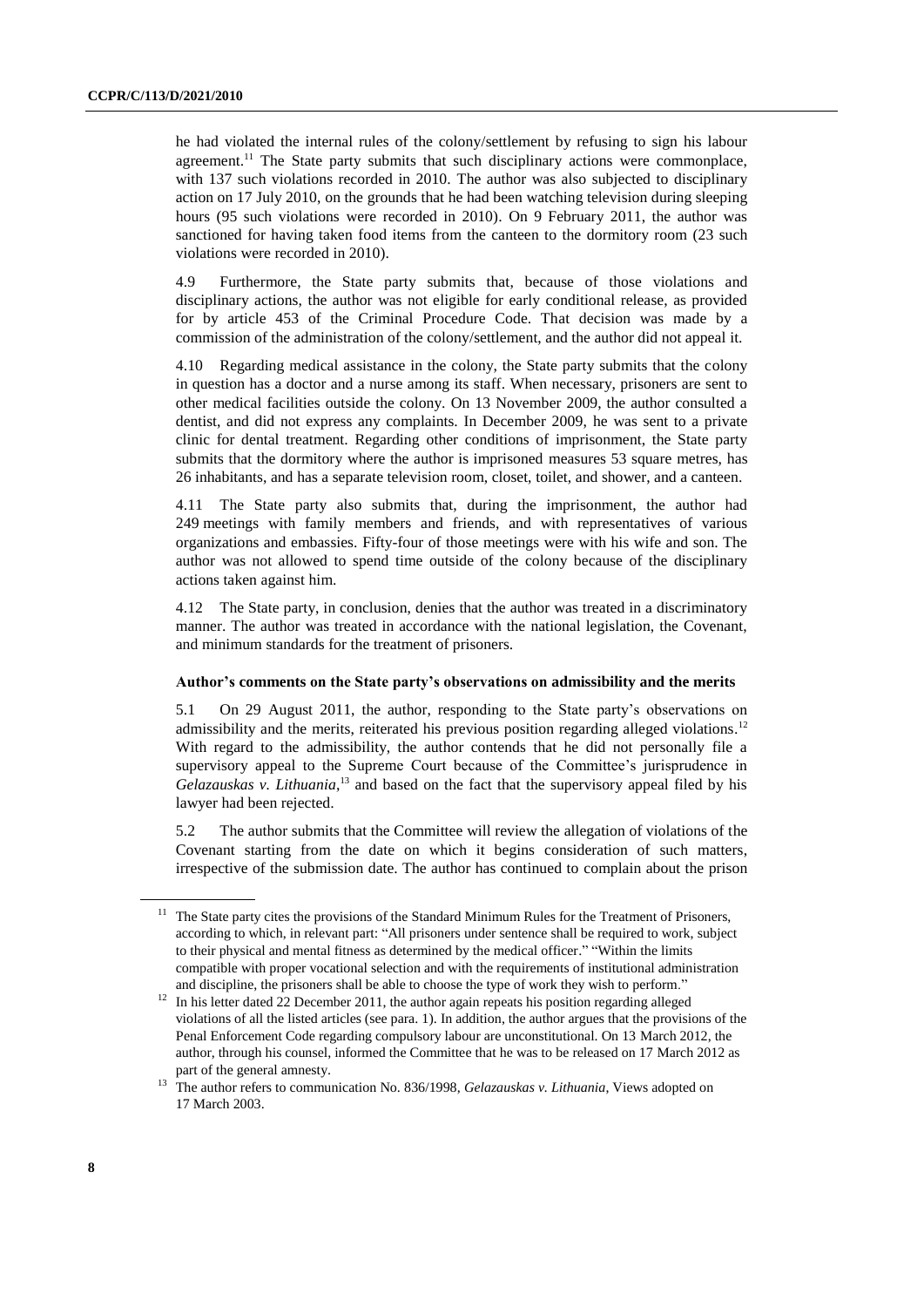he had violated the internal rules of the colony/settlement by refusing to sign his labour agreement.[11] The State party submits that such disciplinary actions were commonplace, with 137 such violations recorded in 2010. The author was also subjected to disciplinary action on 17 July 2010, on the grounds that he had been watching television during sleeping hours (95 such violations were recorded in 2010). On 9 February 2011, the author was sanctioned for having taken food items from the canteen to the dormitory room (23 such violations were recorded in 2010).

4.9 Furthermore, the State party submits that, because of those violations and disciplinary actions, the author was not eligible for early conditional release, as provided for by article 453 of the Criminal Procedure Code. That decision was made by a commission of the administration of the colony/settlement, and the author did not appeal it.

4.10 Regarding medical assistance in the colony, the State party submits that the colony in question has a doctor and a nurse among its staff. When necessary, prisoners are sent to other medical facilities outside the colony. On 13 November 2009, the author consulted a dentist, and did not express any complaints. In December 2009, he was sent to a private clinic for dental treatment. Regarding other conditions of imprisonment, the State party submits that the dormitory where the author is imprisoned measures 53 square metres, has 26 inhabitants, and has a separate television room, closet, toilet, and shower, and a canteen.

4.11 The State party also submits that, during the imprisonment, the author had 249 meetings with family members and friends, and with representatives of various organizations and embassies. Fifty-four of those meetings were with his wife and son. The author was not allowed to spend time outside of the colony because of the disciplinary actions taken against him.

4.12 The State party, in conclusion, denies that the author was treated in a discriminatory manner. The author was treated in accordance with the national legislation, the Covenant, and minimum standards for the treatment of prisoners.

### Author's comments on the State party's observations on admissibility and the merits

5.1 On 29 August 2011, the author, responding to the State party's observations on admissibility and the merits, reiterated his previous position regarding alleged violations.[12] With regard to the admissibility, the author contends that he did not personally file a supervisory appeal to the Supreme Court because of the Committee's jurisprudence in *Gelazauskas v. Lithuania*,[13] and based on the fact that the supervisory appeal filed by his lawyer had been rejected.

5.2 The author submits that the Committee will review the allegation of violations of the Covenant starting from the date on which it begins consideration of such matters, irrespective of the submission date. The author has continued to complain about the prison

---

[11] The State party cites the provisions of the Standard Minimum Rules for the Treatment of Prisoners, according to which, in relevant part: "All prisoners under sentence shall be required to work, subject to their physical and mental fitness as determined by the medical officer." "Within the limits compatible with proper vocational selection and with the requirements of institutional administration and discipline, the prisoners shall be able to choose the type of work they wish to perform."

[12] In his letter dated 22 December 2011, the author again repeats his position regarding alleged violations of all the listed articles (see para. 1). In addition, the author argues that the provisions of the Penal Enforcement Code regarding compulsory labour are unconstitutional. On 13 March 2012, the author, through his counsel, informed the Committee that he was to be released on 17 March 2012 as part of the general amnesty.

[13] The author refers to communication No. 836/1998, *Gelazauskas v. Lithuania*, Views adopted on 17 March 2003.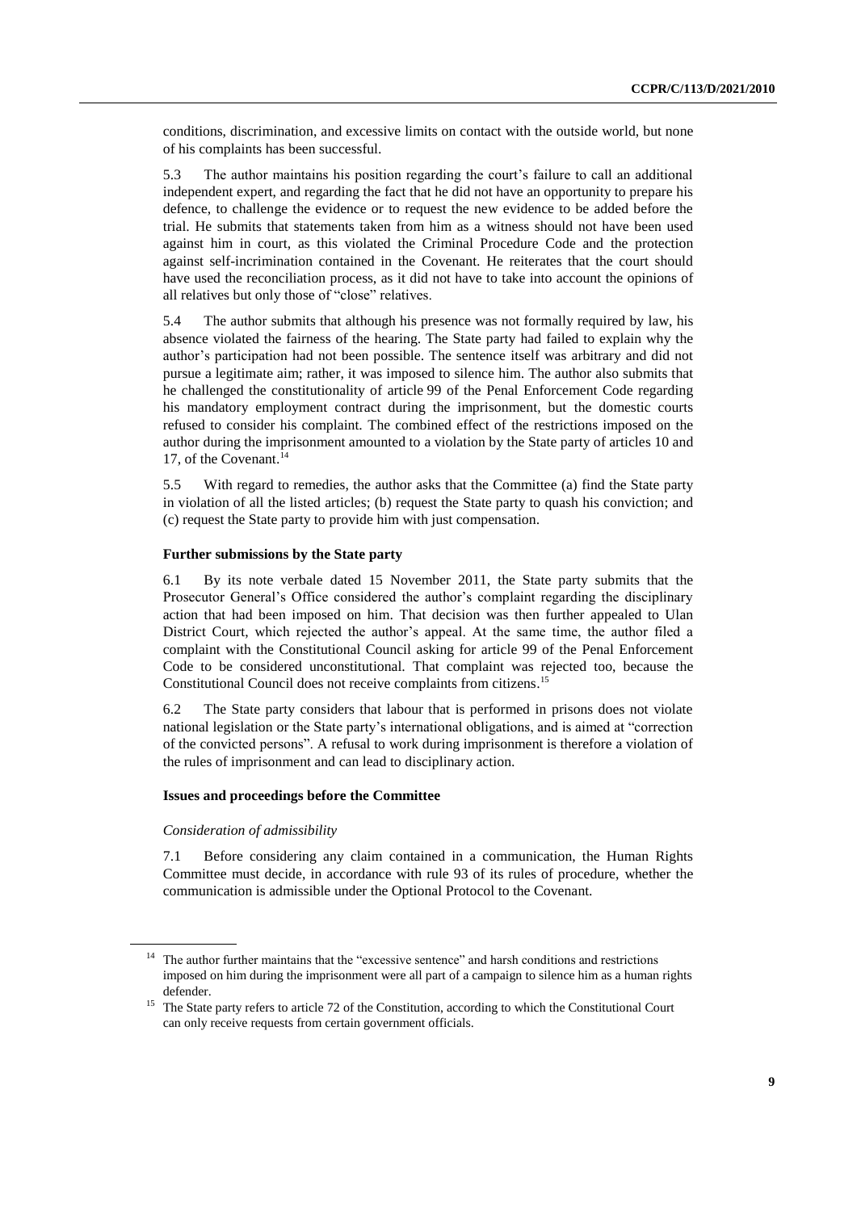conditions, discrimination, and excessive limits on contact with the outside world, but none of his complaints has been successful.

5.3 The author maintains his position regarding the court's failure to call an additional independent expert, and regarding the fact that he did not have an opportunity to prepare his defence, to challenge the evidence or to request the new evidence to be added before the trial. He submits that statements taken from him as a witness should not have been used against him in court, as this violated the Criminal Procedure Code and the protection against self-incrimination contained in the Covenant. He reiterates that the court should have used the reconciliation process, as it did not have to take into account the opinions of all relatives but only those of "close" relatives.

5.4 The author submits that although his presence was not formally required by law, his absence violated the fairness of the hearing. The State party had failed to explain why the author's participation had not been possible. The sentence itself was arbitrary and did not pursue a legitimate aim; rather, it was imposed to silence him. The author also submits that he challenged the constitutionality of article 99 of the Penal Enforcement Code regarding his mandatory employment contract during the imprisonment, but the domestic courts refused to consider his complaint. The combined effect of the restrictions imposed on the author during the imprisonment amounted to a violation by the State party of articles 10 and 17, of the Covenant.[14]

5.5 With regard to remedies, the author asks that the Committee (a) find the State party in violation of all the listed articles; (b) request the State party to quash his conviction; and (c) request the State party to provide him with just compensation.

### Further submissions by the State party

6.1 By its note verbale dated 15 November 2011, the State party submits that the Prosecutor General's Office considered the author's complaint regarding the disciplinary action that had been imposed on him. That decision was then further appealed to Ulan District Court, which rejected the author's appeal. At the same time, the author filed a complaint with the Constitutional Council asking for article 99 of the Penal Enforcement Code to be considered unconstitutional. That complaint was rejected too, because the Constitutional Council does not receive complaints from citizens.[15]

6.2 The State party considers that labour that is performed in prisons does not violate national legislation or the State party's international obligations, and is aimed at "correction of the convicted persons". A refusal to work during imprisonment is therefore a violation of the rules of imprisonment and can lead to disciplinary action.

### Issues and proceedings before the Committee

#### *Consideration of admissibility*

7.1 Before considering any claim contained in a communication, the Human Rights Committee must decide, in accordance with rule 93 of its rules of procedure, whether the communication is admissible under the Optional Protocol to the Covenant.

---

[14] The author further maintains that the "excessive sentence" and harsh conditions and restrictions imposed on him during the imprisonment were all part of a campaign to silence him as a human rights defender.

[15] The State party refers to article 72 of the Constitution, according to which the Constitutional Court can only receive requests from certain government officials.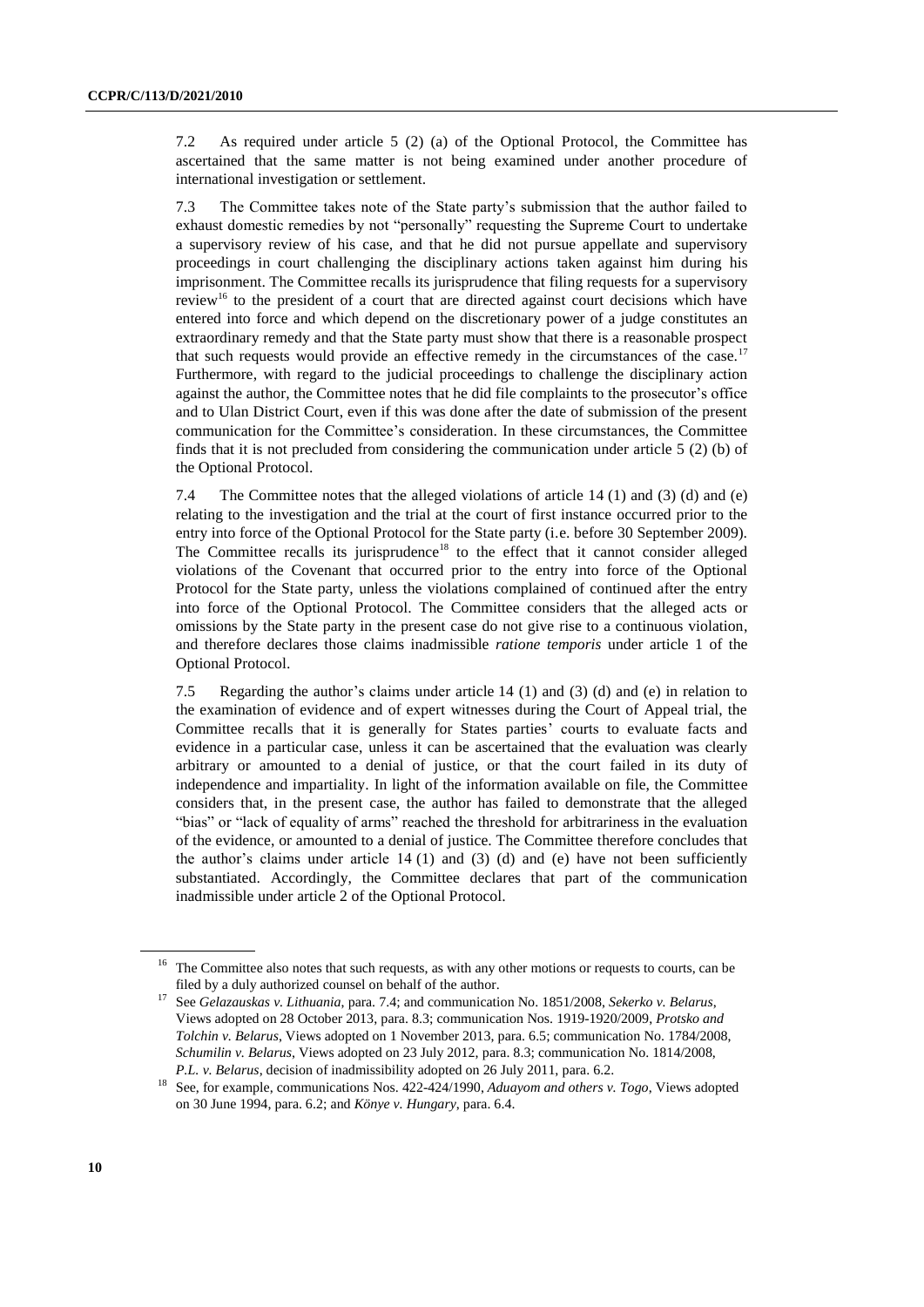7.2 As required under article 5 (2) (a) of the Optional Protocol, the Committee has ascertained that the same matter is not being examined under another procedure of international investigation or settlement.

7.3 The Committee takes note of the State party's submission that the author failed to exhaust domestic remedies by not "personally" requesting the Supreme Court to undertake a supervisory review of his case, and that he did not pursue appellate and supervisory proceedings in court challenging the disciplinary actions taken against him during his imprisonment. The Committee recalls its jurisprudence that filing requests for a supervisory review[16] to the president of a court that are directed against court decisions which have entered into force and which depend on the discretionary power of a judge constitutes an extraordinary remedy and that the State party must show that there is a reasonable prospect that such requests would provide an effective remedy in the circumstances of the case.[17] Furthermore, with regard to the judicial proceedings to challenge the disciplinary action against the author, the Committee notes that he did file complaints to the prosecutor's office and to Ulan District Court, even if this was done after the date of submission of the present communication for the Committee's consideration. In these circumstances, the Committee finds that it is not precluded from considering the communication under article 5 (2) (b) of the Optional Protocol.

7.4 The Committee notes that the alleged violations of article 14 (1) and (3) (d) and (e) relating to the investigation and the trial at the court of first instance occurred prior to the entry into force of the Optional Protocol for the State party (i.e. before 30 September 2009). The Committee recalls its jurisprudence[18] to the effect that it cannot consider alleged violations of the Covenant that occurred prior to the entry into force of the Optional Protocol for the State party, unless the violations complained of continued after the entry into force of the Optional Protocol. The Committee considers that the alleged acts or omissions by the State party in the present case do not give rise to a continuous violation, and therefore declares those claims inadmissible *ratione temporis* under article 1 of the Optional Protocol.

7.5 Regarding the author's claims under article 14 (1) and (3) (d) and (e) in relation to the examination of evidence and of expert witnesses during the Court of Appeal trial, the Committee recalls that it is generally for States parties' courts to evaluate facts and evidence in a particular case, unless it can be ascertained that the evaluation was clearly arbitrary or amounted to a denial of justice, or that the court failed in its duty of independence and impartiality. In light of the information available on file, the Committee considers that, in the present case, the author has failed to demonstrate that the alleged "bias" or "lack of equality of arms" reached the threshold for arbitrariness in the evaluation of the evidence, or amounted to a denial of justice. The Committee therefore concludes that the author's claims under article 14 (1) and (3) (d) and (e) have not been sufficiently substantiated. Accordingly, the Committee declares that part of the communication inadmissible under article 2 of the Optional Protocol.

---

[16] The Committee also notes that such requests, as with any other motions or requests to courts, can be filed by a duly authorized counsel on behalf of the author.

[17] See *Gelazauskas v. Lithuania*, para. 7.4; and communication No. 1851/2008, *Sekerko v. Belarus*, Views adopted on 28 October 2013, para. 8.3; communication Nos. 1919-1920/2009, *Protsko and Tolchin v. Belarus*, Views adopted on 1 November 2013, para. 6.5; communication No. 1784/2008, *Schumilin v. Belarus*, Views adopted on 23 July 2012, para. 8.3; communication No. 1814/2008, *P.L. v. Belarus*, decision of inadmissibility adopted on 26 July 2011, para. 6.2.

[18] See, for example, communications Nos. 422-424/1990, *Aduayom and others v. Togo*, Views adopted on 30 June 1994, para. 6.2; and *Könye v. Hungary*, para. 6.4.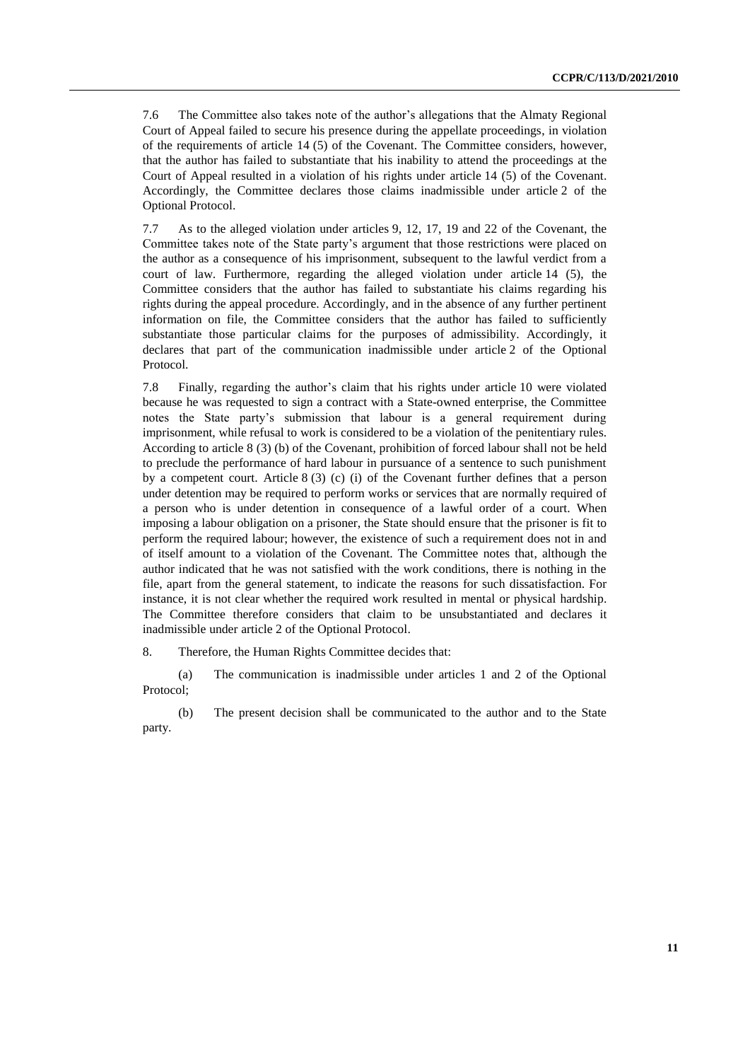7.6 The Committee also takes note of the author's allegations that the Almaty Regional Court of Appeal failed to secure his presence during the appellate proceedings, in violation of the requirements of article 14 (5) of the Covenant. The Committee considers, however, that the author has failed to substantiate that his inability to attend the proceedings at the Court of Appeal resulted in a violation of his rights under article 14 (5) of the Covenant. Accordingly, the Committee declares those claims inadmissible under article 2 of the Optional Protocol.

7.7 As to the alleged violation under articles 9, 12, 17, 19 and 22 of the Covenant, the Committee takes note of the State party's argument that those restrictions were placed on the author as a consequence of his imprisonment, subsequent to the lawful verdict from a court of law. Furthermore, regarding the alleged violation under article 14 (5), the Committee considers that the author has failed to substantiate his claims regarding his rights during the appeal procedure. Accordingly, and in the absence of any further pertinent information on file, the Committee considers that the author has failed to sufficiently substantiate those particular claims for the purposes of admissibility. Accordingly, it declares that part of the communication inadmissible under article 2 of the Optional Protocol.

7.8 Finally, regarding the author's claim that his rights under article 10 were violated because he was requested to sign a contract with a State-owned enterprise, the Committee notes the State party's submission that labour is a general requirement during imprisonment, while refusal to work is considered to be a violation of the penitentiary rules. According to article 8 (3) (b) of the Covenant, prohibition of forced labour shall not be held to preclude the performance of hard labour in pursuance of a sentence to such punishment by a competent court. Article 8 (3) (c) (i) of the Covenant further defines that a person under detention may be required to perform works or services that are normally required of a person who is under detention in consequence of a lawful order of a court. When imposing a labour obligation on a prisoner, the State should ensure that the prisoner is fit to perform the required labour; however, the existence of such a requirement does not in and of itself amount to a violation of the Covenant. The Committee notes that, although the author indicated that he was not satisfied with the work conditions, there is nothing in the file, apart from the general statement, to indicate the reasons for such dissatisfaction. For instance, it is not clear whether the required work resulted in mental or physical hardship. The Committee therefore considers that claim to be unsubstantiated and declares it inadmissible under article 2 of the Optional Protocol.

8. Therefore, the Human Rights Committee decides that:

(a) The communication is inadmissible under articles 1 and 2 of the Optional Protocol;

(b) The present decision shall be communicated to the author and to the State party.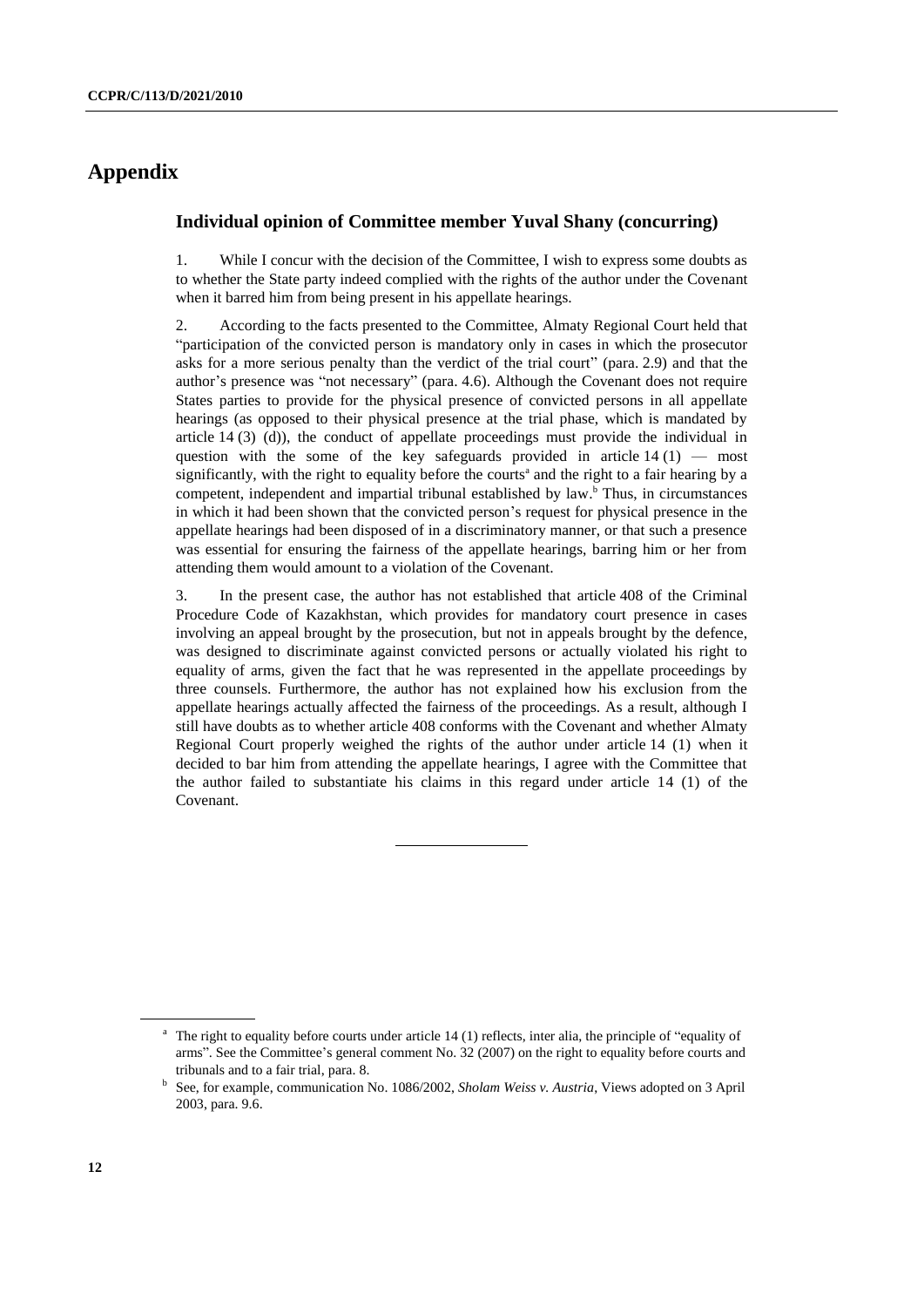# Appendix

## Individual opinion of Committee member Yuval Shany (concurring)

1. While I concur with the decision of the Committee, I wish to express some doubts as to whether the State party indeed complied with the rights of the author under the Covenant when it barred him from being present in his appellate hearings.

2. According to the facts presented to the Committee, Almaty Regional Court held that "participation of the convicted person is mandatory only in cases in which the prosecutor asks for a more serious penalty than the verdict of the trial court" (para. 2.9) and that the author's presence was "not necessary" (para. 4.6). Although the Covenant does not require States parties to provide for the physical presence of convicted persons in all appellate hearings (as opposed to their physical presence at the trial phase, which is mandated by article 14 (3) (d)), the conduct of appellate proceedings must provide the individual in question with the some of the key safeguards provided in article 14 (1) — most significantly, with the right to equality before the courts[a] and the right to a fair hearing by a competent, independent and impartial tribunal established by law.[b] Thus, in circumstances in which it had been shown that the convicted person's request for physical presence in the appellate hearings had been disposed of in a discriminatory manner, or that such a presence was essential for ensuring the fairness of the appellate hearings, barring him or her from attending them would amount to a violation of the Covenant.

3. In the present case, the author has not established that article 408 of the Criminal Procedure Code of Kazakhstan, which provides for mandatory court presence in cases involving an appeal brought by the prosecution, but not in appeals brought by the defence, was designed to discriminate against convicted persons or actually violated his right to equality of arms, given the fact that he was represented in the appellate proceedings by three counsels. Furthermore, the author has not explained how his exclusion from the appellate hearings actually affected the fairness of the proceedings. As a result, although I still have doubts as to whether article 408 conforms with the Covenant and whether Almaty Regional Court properly weighed the rights of the author under article 14 (1) when it decided to bar him from attending the appellate hearings, I agree with the Committee that the author failed to substantiate his claims in this regard under article 14 (1) of the Covenant.

---

[a] The right to equality before courts under article 14 (1) reflects, inter alia, the principle of "equality of arms". See the Committee's general comment No. 32 (2007) on the right to equality before courts and tribunals and to a fair trial, para. 8.

[b] See, for example, communication No. 1086/2002, *Sholam Weiss v. Austria*, Views adopted on 3 April 2003, para. 9.6.